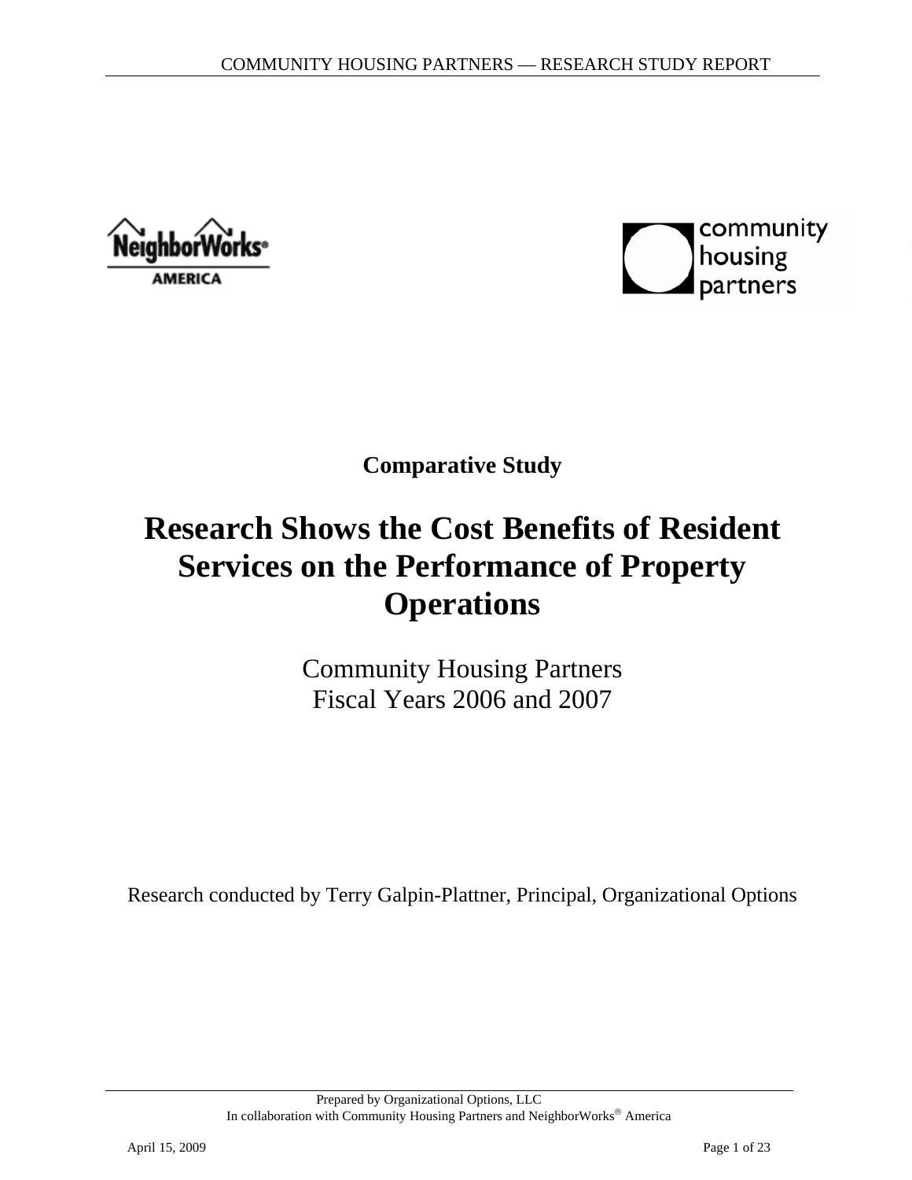**Comparative Study**

# Research Shows the Cost Benefits of Resident Services on the Performance of Property Operations

Community Housing Partners
Fiscal Years 2006 and 2007

Research conducted by Terry Galpin-Plattner, Principal, Organizational Options

Prepared by Organizational Options, LLC
In collaboration with Community Housing Partners and NeighborWorks® America

April 15, 2009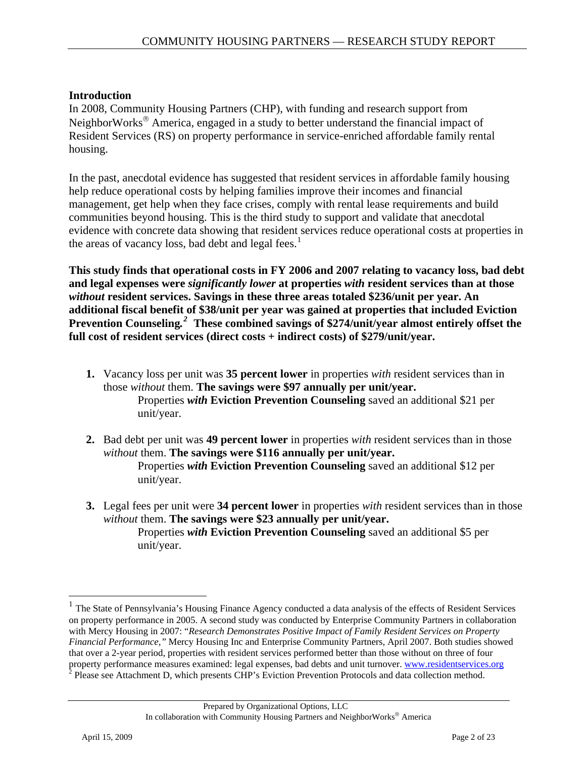## Introduction

In 2008, Community Housing Partners (CHP), with funding and research support from NeighborWorks® America, engaged in a study to better understand the financial impact of Resident Services (RS) on property performance in service-enriched affordable family rental housing.

In the past, anecdotal evidence has suggested that resident services in affordable family housing help reduce operational costs by helping families improve their incomes and financial management, get help when they face crises, comply with rental lease requirements and build communities beyond housing. This is the third study to support and validate that anecdotal evidence with concrete data showing that resident services reduce operational costs at properties in the areas of vacancy loss, bad debt and legal fees.[1]

**This study finds that operational costs in FY 2006 and 2007 relating to vacancy loss, bad debt and legal expenses were *significantly lower* at properties *with* resident services than at those *without* resident services. Savings in these three areas totaled $236/unit per year. An additional fiscal benefit of $38/unit per year was gained at properties that included Eviction Prevention Counseling.[2] These combined savings of $274/unit/year almost entirely offset the full cost of resident services (direct costs + indirect costs) of $279/unit/year.**

1. Vacancy loss per unit was **35 percent lower** in properties *with* resident services than in those *without* them. **The savings were $97 annually per unit/year.**
   Properties ***with* Eviction Prevention Counseling** saved an additional $21 per unit/year.

2. Bad debt per unit was **49 percent lower** in properties *with* resident services than in those *without* them. **The savings were $116 annually per unit/year.**
   Properties ***with* Eviction Prevention Counseling** saved an additional $12 per unit/year.

3. Legal fees per unit were **34 percent lower** in properties *with* resident services than in those *without* them. **The savings were $23 annually per unit/year.**
   Properties ***with* Eviction Prevention Counseling** saved an additional $5 per unit/year.

---

[1] The State of Pennsylvania's Housing Finance Agency conducted a data analysis of the effects of Resident Services on property performance in 2005. A second study was conducted by Enterprise Community Partners in collaboration with Mercy Housing in 2007: "*Research Demonstrates Positive Impact of Family Resident Services on Property Financial Performance,"* Mercy Housing Inc and Enterprise Community Partners, April 2007. Both studies showed that over a 2-year period, properties with resident services performed better than those without on three of four property performance measures examined: legal expenses, bad debts and unit turnover. www.residentservices.org

[2] Please see Attachment D, which presents CHP's Eviction Prevention Protocols and data collection method.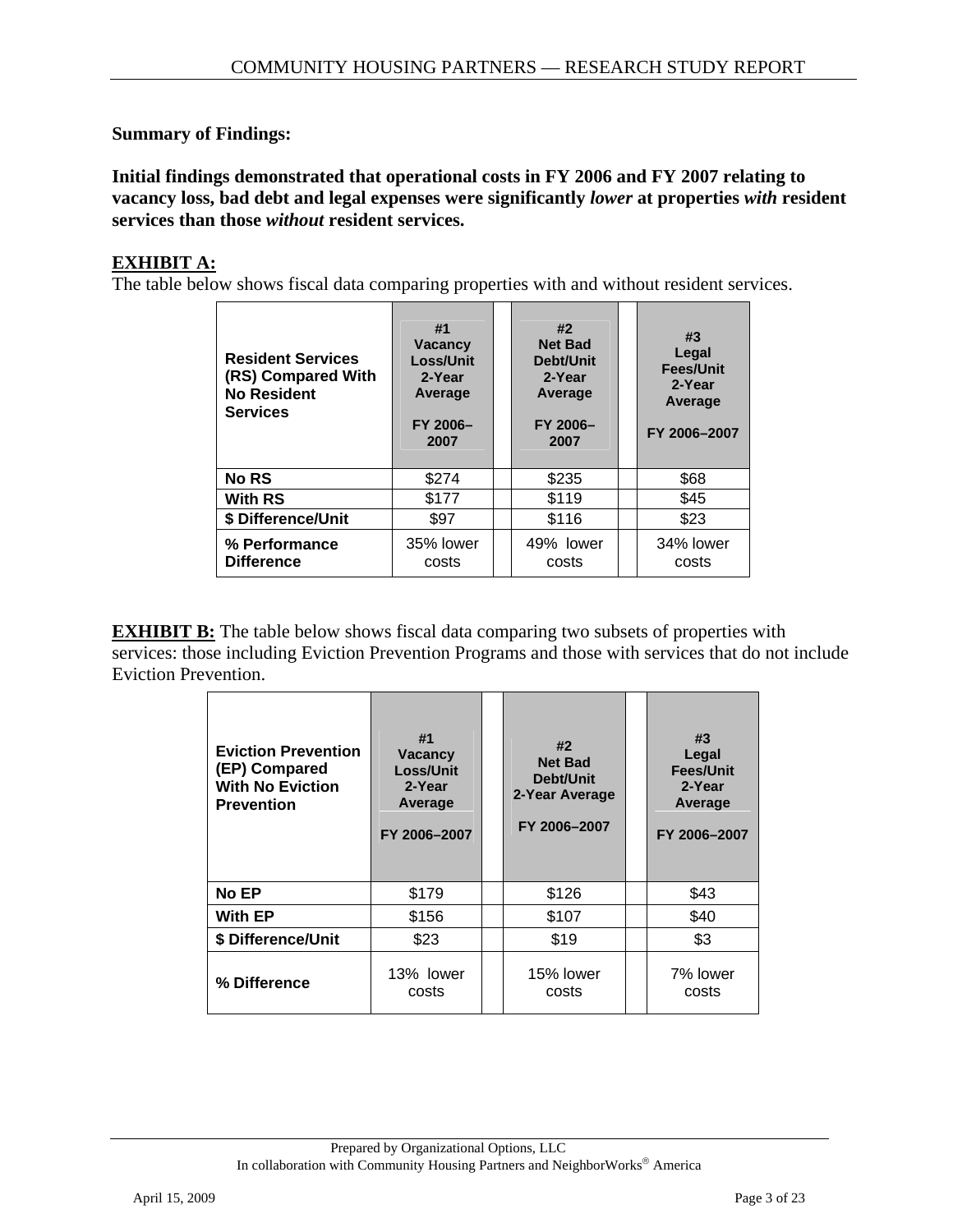**Summary of Findings:**

**Initial findings demonstrated that operational costs in FY 2006 and FY 2007 relating to vacancy loss, bad debt and legal expenses were significantly *lower* at properties *with* resident services than those *without* resident services.**

**EXHIBIT A:**
The table below shows fiscal data comparing properties with and without resident services.

| Resident Services (RS) Compared With No Resident Services | #1 Vacancy Loss/Unit 2-Year Average FY 2006–2007 | #2 Net Bad Debt/Unit 2-Year Average FY 2006–2007 | #3 Legal Fees/Unit 2-Year Average FY 2006–2007 |
|---|---|---|---|
| **No RS** | $274 | $235 | $68 |
| **With RS** | $177 | $119 | $45 |
| **$ Difference/Unit** | $97 | $116 | $23 |
| **% Performance Difference** | 35% lower costs | 49% lower costs | 34% lower costs |

**EXHIBIT B:** The table below shows fiscal data comparing two subsets of properties with services: those including Eviction Prevention Programs and those with services that do not include Eviction Prevention.

| Eviction Prevention (EP) Compared With No Eviction Prevention | #1 Vacancy Loss/Unit 2-Year Average FY 2006–2007 | #2 Net Bad Debt/Unit 2-Year Average FY 2006–2007 | #3 Legal Fees/Unit 2-Year Average FY 2006–2007 |
|---|---|---|---|
| **No EP** | $179 | $126 | $43 |
| **With EP** | $156 | $107 | $40 |
| **$ Difference/Unit** | $23 | $19 | $3 |
| **% Difference** | 13% lower costs | 15% lower costs | 7% lower costs |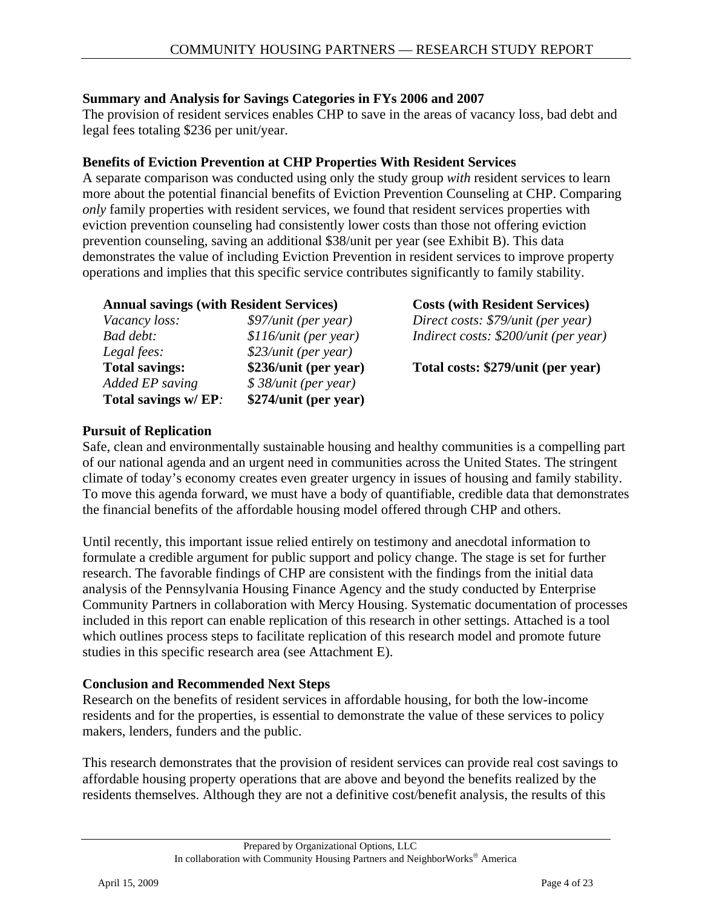**Summary and Analysis for Savings Categories in FYs 2006 and 2007**
The provision of resident services enables CHP to save in the areas of vacancy loss, bad debt and legal fees totaling $236 per unit/year.

**Benefits of Eviction Prevention at CHP Properties With Resident Services**
A separate comparison was conducted using only the study group *with* resident services to learn more about the potential financial benefits of Eviction Prevention Counseling at CHP. Comparing *only* family properties with resident services, we found that resident services properties with eviction prevention counseling had consistently lower costs than those not offering eviction prevention counseling, saving an additional $38/unit per year (see Exhibit B). This data demonstrates the value of including Eviction Prevention in resident services to improve property operations and implies that this specific service contributes significantly to family stability.

| **Annual savings (with Resident Services)** | | **Costs (with Resident Services)** |
|---|---|---|
| *Vacancy loss:* | *$97/unit (per year)* | *Direct costs: $79/unit (per year)* |
| *Bad debt:* | *$116/unit (per year)* | *Indirect costs: $200/unit (per year)* |
| *Legal fees:* | *$23/unit (per year)* | |
| **Total savings:** | **$236/unit (per year)** | **Total costs: $279/unit (per year)** |
| *Added EP saving* | *$ 38/unit (per year)* | |
| **Total savings w/ EP:** | **$274/unit (per year)** | |

**Pursuit of Replication**
Safe, clean and environmentally sustainable housing and healthy communities is a compelling part of our national agenda and an urgent need in communities across the United States. The stringent climate of today's economy creates even greater urgency in issues of housing and family stability. To move this agenda forward, we must have a body of quantifiable, credible data that demonstrates the financial benefits of the affordable housing model offered through CHP and others.

Until recently, this important issue relied entirely on testimony and anecdotal information to formulate a credible argument for public support and policy change. The stage is set for further research. The favorable findings of CHP are consistent with the findings from the initial data analysis of the Pennsylvania Housing Finance Agency and the study conducted by Enterprise Community Partners in collaboration with Mercy Housing. Systematic documentation of processes included in this report can enable replication of this research in other settings. Attached is a tool which outlines process steps to facilitate replication of this research model and promote future studies in this specific research area (see Attachment E).

**Conclusion and Recommended Next Steps**
Research on the benefits of resident services in affordable housing, for both the low-income residents and for the properties, is essential to demonstrate the value of these services to policy makers, lenders, funders and the public.

This research demonstrates that the provision of resident services can provide real cost savings to affordable housing property operations that are above and beyond the benefits realized by the residents themselves. Although they are not a definitive cost/benefit analysis, the results of this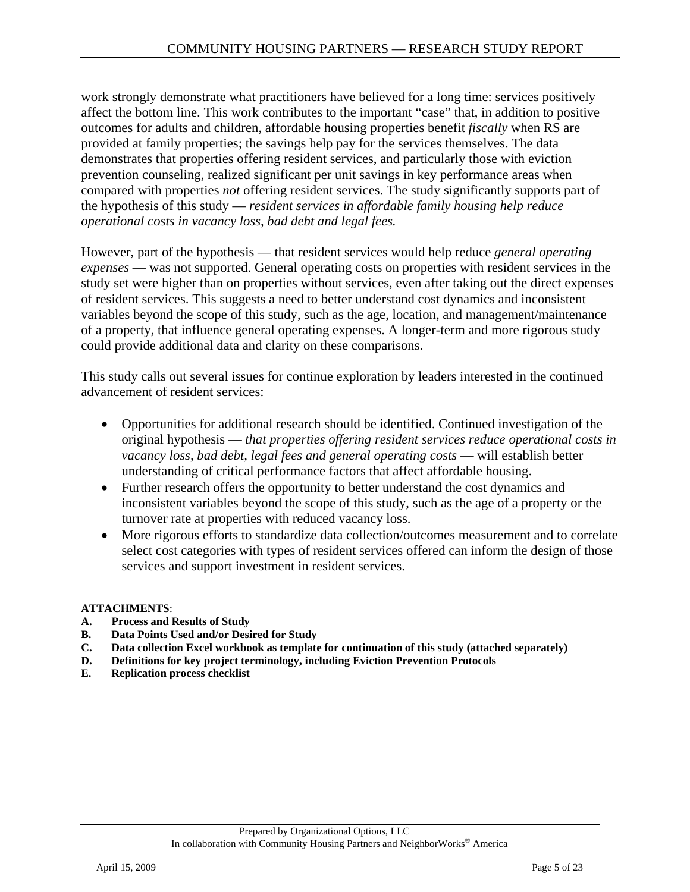work strongly demonstrate what practitioners have believed for a long time: services positively affect the bottom line. This work contributes to the important "case" that, in addition to positive outcomes for adults and children, affordable housing properties benefit *fiscally* when RS are provided at family properties; the savings help pay for the services themselves. The data demonstrates that properties offering resident services, and particularly those with eviction prevention counseling, realized significant per unit savings in key performance areas when compared with properties *not* offering resident services. The study significantly supports part of the hypothesis of this study — *resident services in affordable family housing help reduce operational costs in vacancy loss, bad debt and legal fees.*

However, part of the hypothesis — that resident services would help reduce *general operating expenses* — was not supported. General operating costs on properties with resident services in the study set were higher than on properties without services, even after taking out the direct expenses of resident services. This suggests a need to better understand cost dynamics and inconsistent variables beyond the scope of this study, such as the age, location, and management/maintenance of a property, that influence general operating expenses. A longer-term and more rigorous study could provide additional data and clarity on these comparisons.

This study calls out several issues for continue exploration by leaders interested in the continued advancement of resident services:

- Opportunities for additional research should be identified. Continued investigation of the original hypothesis — *that properties offering resident services reduce operational costs in vacancy loss, bad debt, legal fees and general operating costs* — will establish better understanding of critical performance factors that affect affordable housing.
- Further research offers the opportunity to better understand the cost dynamics and inconsistent variables beyond the scope of this study, such as the age of a property or the turnover rate at properties with reduced vacancy loss.
- More rigorous efforts to standardize data collection/outcomes measurement and to correlate select cost categories with types of resident services offered can inform the design of those services and support investment in resident services.

**ATTACHMENTS**:

**A. Process and Results of Study**
**B. Data Points Used and/or Desired for Study**
**C. Data collection Excel workbook as template for continuation of this study (attached separately)**
**D. Definitions for key project terminology, including Eviction Prevention Protocols**
**E. Replication process checklist**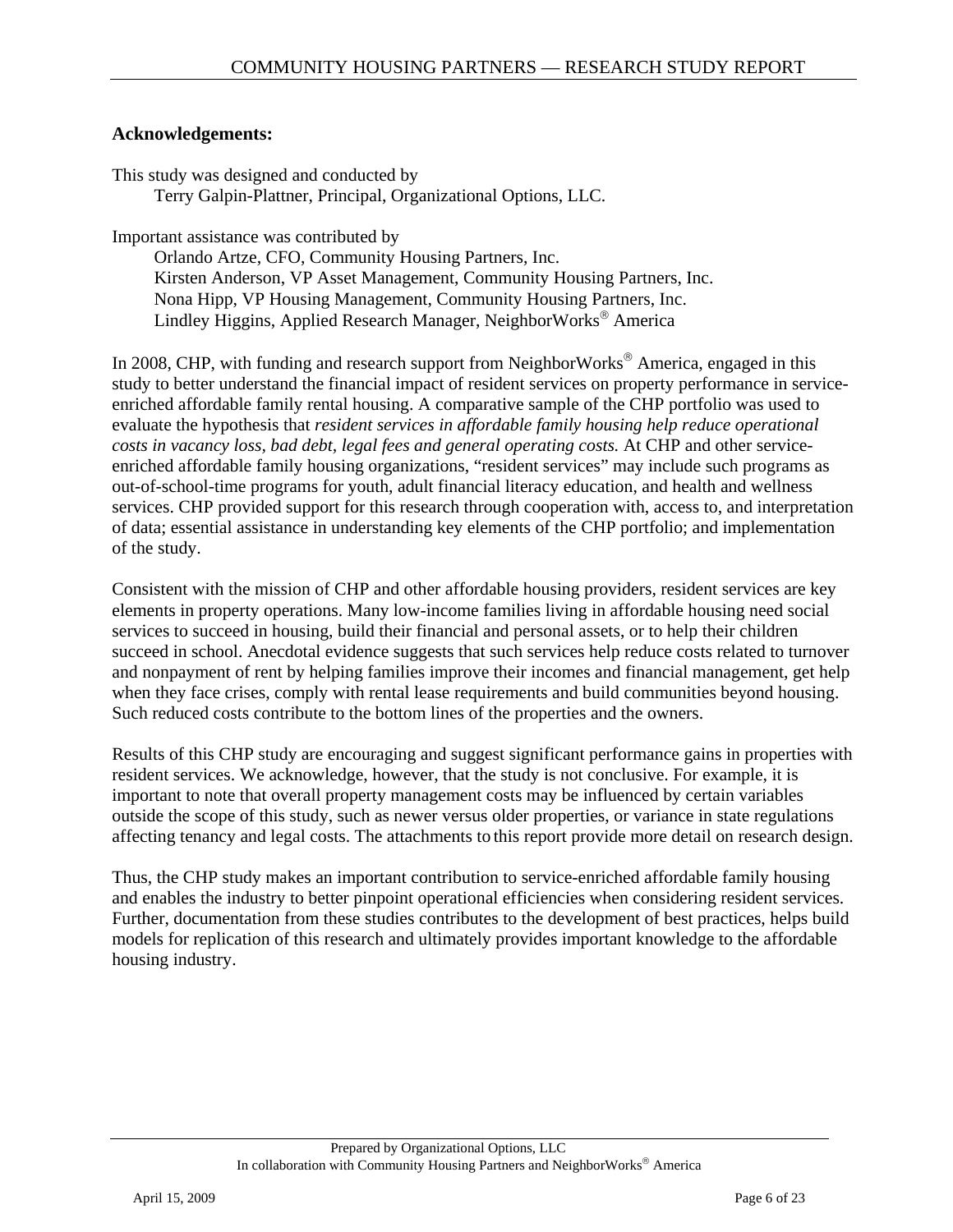**Acknowledgements:**

This study was designed and conducted by
Terry Galpin-Plattner, Principal, Organizational Options, LLC.

Important assistance was contributed by
Orlando Artze, CFO, Community Housing Partners, Inc.
Kirsten Anderson, VP Asset Management, Community Housing Partners, Inc.
Nona Hipp, VP Housing Management, Community Housing Partners, Inc.
Lindley Higgins, Applied Research Manager, NeighborWorks® America

In 2008, CHP, with funding and research support from NeighborWorks® America, engaged in this study to better understand the financial impact of resident services on property performance in service-enriched affordable family rental housing. A comparative sample of the CHP portfolio was used to evaluate the hypothesis that *resident services in affordable family housing help reduce operational costs in vacancy loss, bad debt, legal fees and general operating costs.* At CHP and other service-enriched affordable family housing organizations, "resident services" may include such programs as out-of-school-time programs for youth, adult financial literacy education, and health and wellness services. CHP provided support for this research through cooperation with, access to, and interpretation of data; essential assistance in understanding key elements of the CHP portfolio; and implementation of the study.

Consistent with the mission of CHP and other affordable housing providers, resident services are key elements in property operations. Many low-income families living in affordable housing need social services to succeed in housing, build their financial and personal assets, or to help their children succeed in school. Anecdotal evidence suggests that such services help reduce costs related to turnover and nonpayment of rent by helping families improve their incomes and financial management, get help when they face crises, comply with rental lease requirements and build communities beyond housing. Such reduced costs contribute to the bottom lines of the properties and the owners.

Results of this CHP study are encouraging and suggest significant performance gains in properties with resident services. We acknowledge, however, that the study is not conclusive. For example, it is important to note that overall property management costs may be influenced by certain variables outside the scope of this study, such as newer versus older properties, or variance in state regulations affecting tenancy and legal costs. The attachments to this report provide more detail on research design.

Thus, the CHP study makes an important contribution to service-enriched affordable family housing and enables the industry to better pinpoint operational efficiencies when considering resident services. Further, documentation from these studies contributes to the development of best practices, helps build models for replication of this research and ultimately provides important knowledge to the affordable housing industry.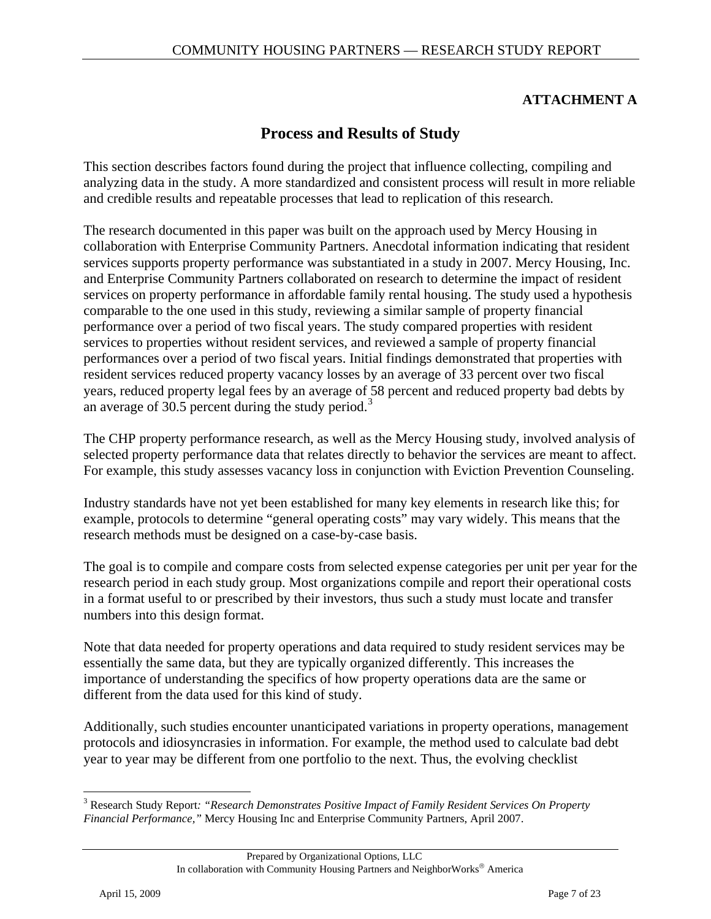**ATTACHMENT A**

## Process and Results of Study

This section describes factors found during the project that influence collecting, compiling and analyzing data in the study. A more standardized and consistent process will result in more reliable and credible results and repeatable processes that lead to replication of this research.

The research documented in this paper was built on the approach used by Mercy Housing in collaboration with Enterprise Community Partners. Anecdotal information indicating that resident services supports property performance was substantiated in a study in 2007. Mercy Housing, Inc. and Enterprise Community Partners collaborated on research to determine the impact of resident services on property performance in affordable family rental housing. The study used a hypothesis comparable to the one used in this study, reviewing a similar sample of property financial performance over a period of two fiscal years. The study compared properties with resident services to properties without resident services, and reviewed a sample of property financial performances over a period of two fiscal years. Initial findings demonstrated that properties with resident services reduced property vacancy losses by an average of 33 percent over two fiscal years, reduced property legal fees by an average of 58 percent and reduced property bad debts by an average of 30.5 percent during the study period.[3]

The CHP property performance research, as well as the Mercy Housing study, involved analysis of selected property performance data that relates directly to behavior the services are meant to affect. For example, this study assesses vacancy loss in conjunction with Eviction Prevention Counseling.

Industry standards have not yet been established for many key elements in research like this; for example, protocols to determine "general operating costs" may vary widely. This means that the research methods must be designed on a case-by-case basis.

The goal is to compile and compare costs from selected expense categories per unit per year for the research period in each study group. Most organizations compile and report their operational costs in a format useful to or prescribed by their investors, thus such a study must locate and transfer numbers into this design format.

Note that data needed for property operations and data required to study resident services may be essentially the same data, but they are typically organized differently. This increases the importance of understanding the specifics of how property operations data are the same or different from the data used for this kind of study.

Additionally, such studies encounter unanticipated variations in property operations, management protocols and idiosyncrasies in information. For example, the method used to calculate bad debt year to year may be different from one portfolio to the next. Thus, the evolving checklist

---

[3] Research Study Report: *"Research Demonstrates Positive Impact of Family Resident Services On Property Financial Performance,"* Mercy Housing Inc and Enterprise Community Partners, April 2007.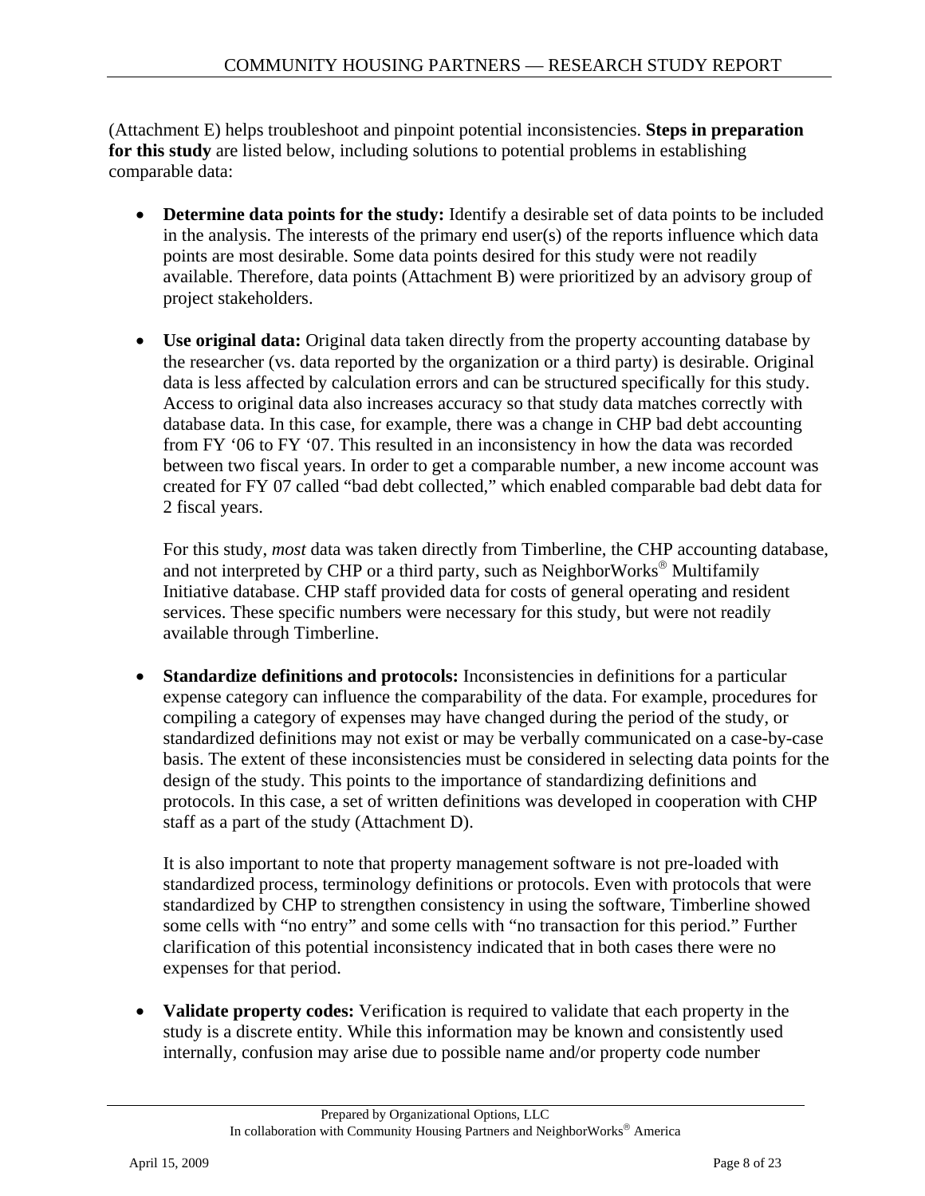(Attachment E) helps troubleshoot and pinpoint potential inconsistencies. **Steps in preparation for this study** are listed below, including solutions to potential problems in establishing comparable data:

- **Determine data points for the study:** Identify a desirable set of data points to be included in the analysis. The interests of the primary end user(s) of the reports influence which data points are most desirable. Some data points desired for this study were not readily available. Therefore, data points (Attachment B) were prioritized by an advisory group of project stakeholders.

- **Use original data:** Original data taken directly from the property accounting database by the researcher (vs. data reported by the organization or a third party) is desirable. Original data is less affected by calculation errors and can be structured specifically for this study. Access to original data also increases accuracy so that study data matches correctly with database data. In this case, for example, there was a change in CHP bad debt accounting from FY '06 to FY '07. This resulted in an inconsistency in how the data was recorded between two fiscal years. In order to get a comparable number, a new income account was created for FY 07 called "bad debt collected," which enabled comparable bad debt data for 2 fiscal years.

  For this study, *most* data was taken directly from Timberline, the CHP accounting database, and not interpreted by CHP or a third party, such as NeighborWorks® Multifamily Initiative database. CHP staff provided data for costs of general operating and resident services. These specific numbers were necessary for this study, but were not readily available through Timberline.

- **Standardize definitions and protocols:** Inconsistencies in definitions for a particular expense category can influence the comparability of the data. For example, procedures for compiling a category of expenses may have changed during the period of the study, or standardized definitions may not exist or may be verbally communicated on a case-by-case basis. The extent of these inconsistencies must be considered in selecting data points for the design of the study. This points to the importance of standardizing definitions and protocols. In this case, a set of written definitions was developed in cooperation with CHP staff as a part of the study (Attachment D).

  It is also important to note that property management software is not pre-loaded with standardized process, terminology definitions or protocols. Even with protocols that were standardized by CHP to strengthen consistency in using the software, Timberline showed some cells with "no entry" and some cells with "no transaction for this period." Further clarification of this potential inconsistency indicated that in both cases there were no expenses for that period.

- **Validate property codes:** Verification is required to validate that each property in the study is a discrete entity. While this information may be known and consistently used internally, confusion may arise due to possible name and/or property code number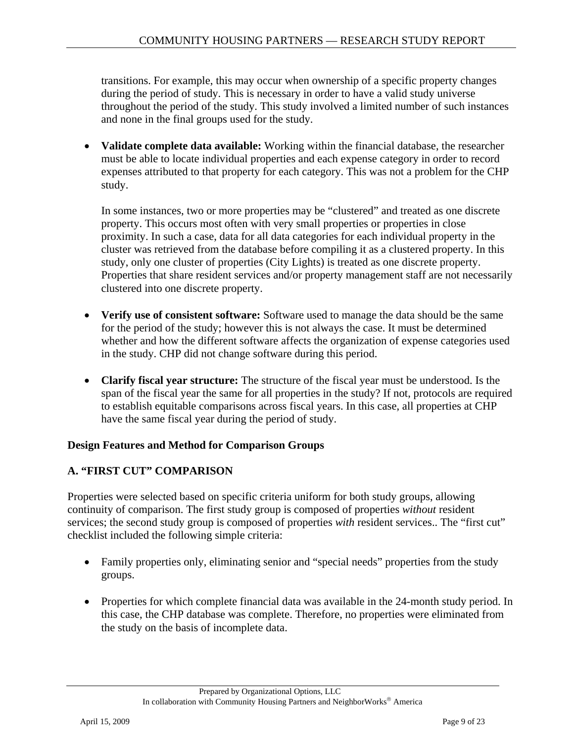transitions. For example, this may occur when ownership of a specific property changes during the period of study. This is necessary in order to have a valid study universe throughout the period of the study. This study involved a limited number of such instances and none in the final groups used for the study.

- **Validate complete data available:** Working within the financial database, the researcher must be able to locate individual properties and each expense category in order to record expenses attributed to that property for each category. This was not a problem for the CHP study.

  In some instances, two or more properties may be "clustered" and treated as one discrete property. This occurs most often with very small properties or properties in close proximity. In such a case, data for all data categories for each individual property in the cluster was retrieved from the database before compiling it as a clustered property. In this study, only one cluster of properties (City Lights) is treated as one discrete property. Properties that share resident services and/or property management staff are not necessarily clustered into one discrete property.

- **Verify use of consistent software:** Software used to manage the data should be the same for the period of the study; however this is not always the case. It must be determined whether and how the different software affects the organization of expense categories used in the study. CHP did not change software during this period.

- **Clarify fiscal year structure:** The structure of the fiscal year must be understood. Is the span of the fiscal year the same for all properties in the study? If not, protocols are required to establish equitable comparisons across fiscal years. In this case, all properties at CHP have the same fiscal year during the period of study.

**Design Features and Method for Comparison Groups**

**A. "FIRST CUT" COMPARISON**

Properties were selected based on specific criteria uniform for both study groups, allowing continuity of comparison. The first study group is composed of properties *without* resident services; the second study group is composed of properties *with* resident services.. The "first cut" checklist included the following simple criteria:

- Family properties only, eliminating senior and "special needs" properties from the study groups.

- Properties for which complete financial data was available in the 24-month study period. In this case, the CHP database was complete. Therefore, no properties were eliminated from the study on the basis of incomplete data.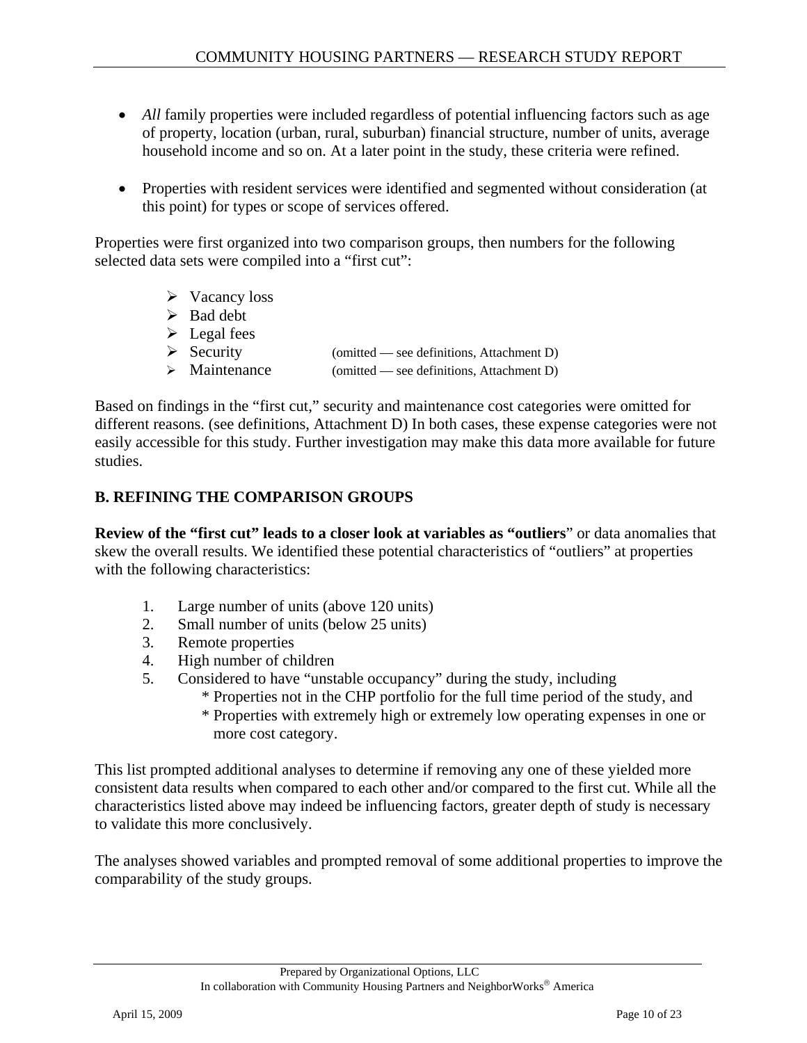- *All* family properties were included regardless of potential influencing factors such as age of property, location (urban, rural, suburban) financial structure, number of units, average household income and so on. At a later point in the study, these criteria were refined.

- Properties with resident services were identified and segmented without consideration (at this point) for types or scope of services offered.

Properties were first organized into two comparison groups, then numbers for the following selected data sets were compiled into a "first cut":

- Vacancy loss
- Bad debt
- Legal fees
- Security (omitted — see definitions, Attachment D)
- Maintenance (omitted — see definitions, Attachment D)

Based on findings in the "first cut," security and maintenance cost categories were omitted for different reasons. (see definitions, Attachment D) In both cases, these expense categories were not easily accessible for this study. Further investigation may make this data more available for future studies.

## B. REFINING THE COMPARISON GROUPS

**Review of the "first cut" leads to a closer look at variables as "outliers**" or data anomalies that skew the overall results. We identified these potential characteristics of "outliers" at properties with the following characteristics:

1. Large number of units (above 120 units)
2. Small number of units (below 25 units)
3. Remote properties
4. High number of children
5. Considered to have "unstable occupancy" during the study, including
   * Properties not in the CHP portfolio for the full time period of the study, and
   * Properties with extremely high or extremely low operating expenses in one or more cost category.

This list prompted additional analyses to determine if removing any one of these yielded more consistent data results when compared to each other and/or compared to the first cut. While all the characteristics listed above may indeed be influencing factors, greater depth of study is necessary to validate this more conclusively.

The analyses showed variables and prompted removal of some additional properties to improve the comparability of the study groups.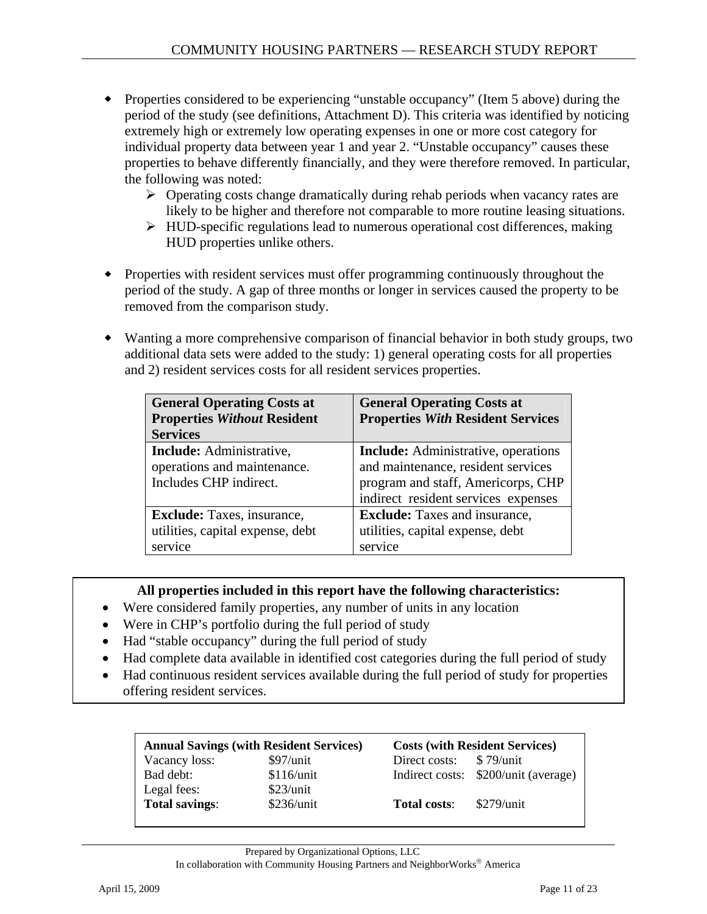- Properties considered to be experiencing "unstable occupancy" (Item 5 above) during the period of the study (see definitions, Attachment D). This criteria was identified by noticing extremely high or extremely low operating expenses in one or more cost category for individual property data between year 1 and year 2. "Unstable occupancy" causes these properties to behave differently financially, and they were therefore removed. In particular, the following was noted:
  - Operating costs change dramatically during rehab periods when vacancy rates are likely to be higher and therefore not comparable to more routine leasing situations.
  - HUD-specific regulations lead to numerous operational cost differences, making HUD properties unlike others.

- Properties with resident services must offer programming continuously throughout the period of the study. A gap of three months or longer in services caused the property to be removed from the comparison study.

- Wanting a more comprehensive comparison of financial behavior in both study groups, two additional data sets were added to the study: 1) general operating costs for all properties and 2) resident services costs for all resident services properties.

| **General Operating Costs at Properties *Without* Resident Services** | **General Operating Costs at Properties *With* Resident Services** |
|---|---|
| **Include:** Administrative, operations and maintenance. Includes CHP indirect. | **Include:** Administrative, operations and maintenance, resident services program and staff, Americorps, CHP indirect resident services expenses |
| **Exclude:** Taxes, insurance, utilities, capital expense, debt service | **Exclude:** Taxes and insurance, utilities, capital expense, debt service |

**All properties included in this report have the following characteristics:**

- Were considered family properties, any number of units in any location
- Were in CHP's portfolio during the full period of study
- Had "stable occupancy" during the full period of study
- Had complete data available in identified cost categories during the full period of study
- Had continuous resident services available during the full period of study for properties offering resident services.

| **Annual Savings (with Resident Services)** | | **Costs (with Resident Services)** | |
|---|---|---|---|
| Vacancy loss: | $97/unit | Direct costs: | $ 79/unit |
| Bad debt: | $116/unit | Indirect costs: | $200/unit (average) |
| Legal fees: | $23/unit | | |
| **Total savings**: | $236/unit | **Total costs**: | $279/unit |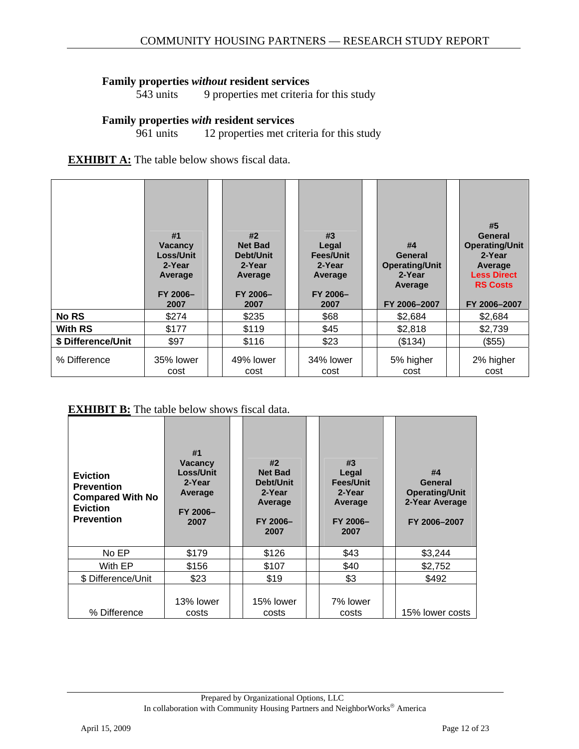**Family properties *without* resident services**

543 units    9 properties met criteria for this study

**Family properties *with* resident services**

961 units    12 properties met criteria for this study

**EXHIBIT A:** The table below shows fiscal data.

| | #1 Vacancy Loss/Unit 2-Year Average FY 2006–2007 | #2 Net Bad Debt/Unit 2-Year Average FY 2006–2007 | #3 Legal Fees/Unit 2-Year Average FY 2006–2007 | #4 General Operating/Unit 2-Year Average FY 2006–2007 | #5 General Operating/Unit 2-Year Average Less Direct RS Costs FY 2006–2007 |
|---|---|---|---|---|---|
| **No RS** | $274 | $235 | $68 | $2,684 | $2,684 |
| **With RS** | $177 | $119 | $45 | $2,818 | $2,739 |
| **$ Difference/Unit** | $97 | $116 | $23 | ($134) | ($55) |
| % Difference | 35% lower cost | 49% lower cost | 34% lower cost | 5% higher cost | 2% higher cost |

**EXHIBIT B:** The table below shows fiscal data.

| **Eviction Prevention Compared With No Eviction Prevention** | #1 Vacancy Loss/Unit 2-Year Average FY 2006–2007 | #2 Net Bad Debt/Unit 2-Year Average FY 2006–2007 | #3 Legal Fees/Unit 2-Year Average FY 2006–2007 | #4 General Operating/Unit 2-Year Average FY 2006–2007 |
|---|---|---|---|---|
| No EP | $179 | $126 | $43 | $3,244 |
| With EP | $156 | $107 | $40 | $2,752 |
| $ Difference/Unit | $23 | $19 | $3 | $492 |
| % Difference | 13% lower costs | 15% lower costs | 7% lower costs | 15% lower costs |

Prepared by Organizational Options, LLC
In collaboration with Community Housing Partners and NeighborWorks® America

April 15, 2009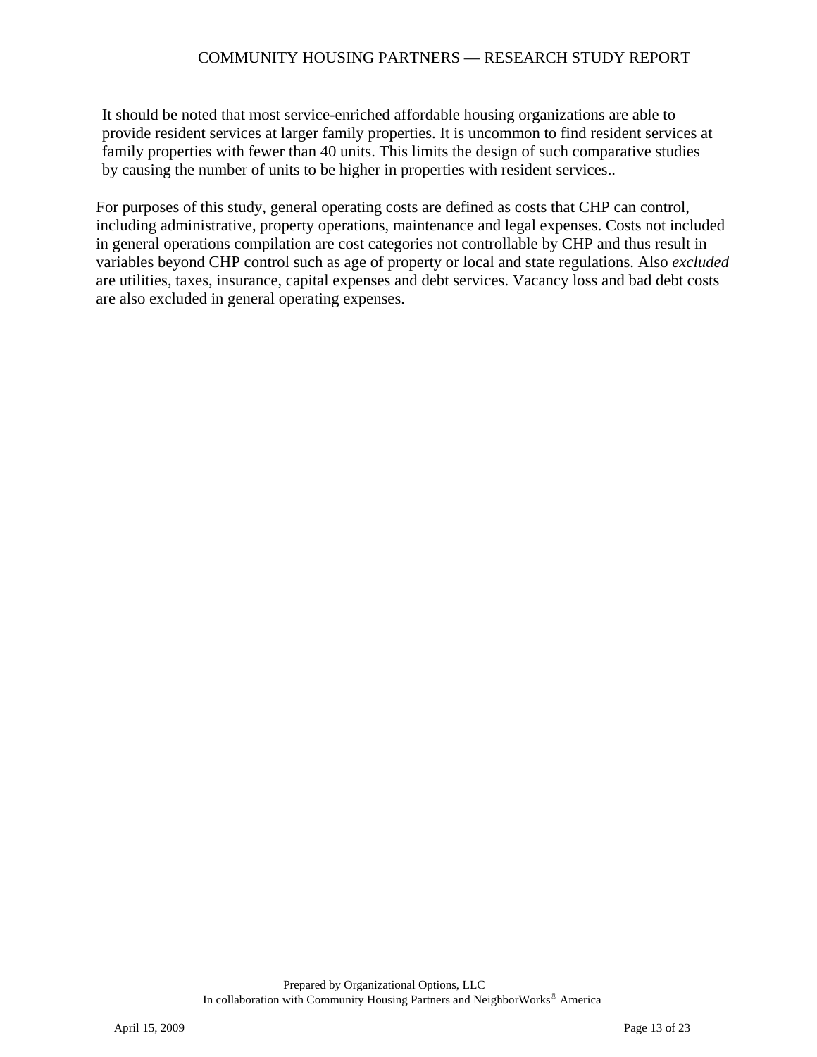It should be noted that most service-enriched affordable housing organizations are able to provide resident services at larger family properties. It is uncommon to find resident services at family properties with fewer than 40 units. This limits the design of such comparative studies by causing the number of units to be higher in properties with resident services..

For purposes of this study, general operating costs are defined as costs that CHP can control, including administrative, property operations, maintenance and legal expenses. Costs not included in general operations compilation are cost categories not controllable by CHP and thus result in variables beyond CHP control such as age of property or local and state regulations. Also *excluded* are utilities, taxes, insurance, capital expenses and debt services. Vacancy loss and bad debt costs are also excluded in general operating expenses.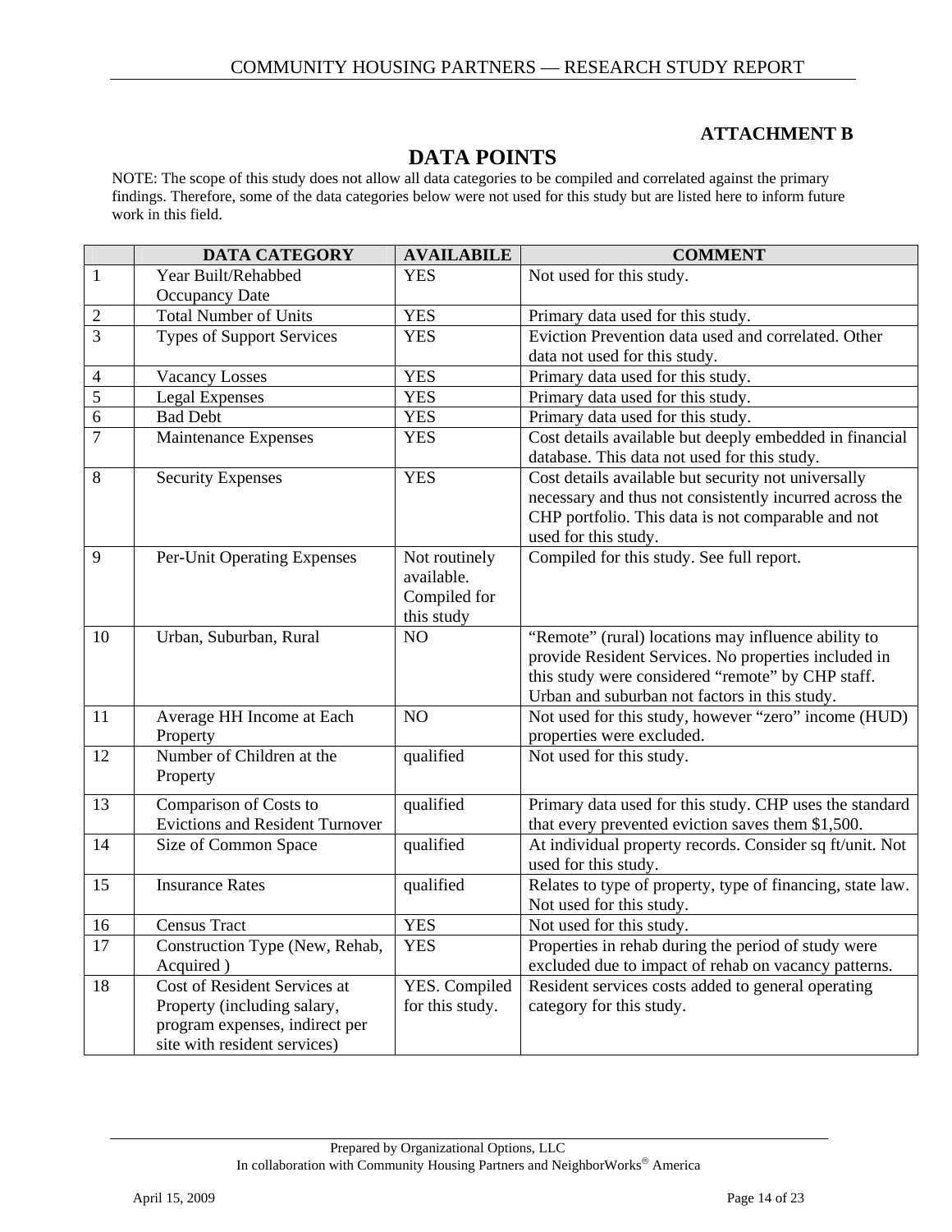**ATTACHMENT B**

# DATA POINTS

NOTE: The scope of this study does not allow all data categories to be compiled and correlated against the primary findings. Therefore, some of the data categories below were not used for this study but are listed here to inform future work in this field.

| | DATA CATEGORY | AVAILABILE | COMMENT |
|---|---|---|---|
| 1 | Year Built/Rehabbed Occupancy Date | YES | Not used for this study. |
| 2 | Total Number of Units | YES | Primary data used for this study. |
| 3 | Types of Support Services | YES | Eviction Prevention data used and correlated. Other data not used for this study. |
| 4 | Vacancy Losses | YES | Primary data used for this study. |
| 5 | Legal Expenses | YES | Primary data used for this study. |
| 6 | Bad Debt | YES | Primary data used for this study. |
| 7 | Maintenance Expenses | YES | Cost details available but deeply embedded in financial database. This data not used for this study. |
| 8 | Security Expenses | YES | Cost details available but security not universally necessary and thus not consistently incurred across the CHP portfolio. This data is not comparable and not used for this study. |
| 9 | Per-Unit Operating Expenses | Not routinely available. Compiled for this study | Compiled for this study. See full report. |
| 10 | Urban, Suburban, Rural | NO | "Remote" (rural) locations may influence ability to provide Resident Services. No properties included in this study were considered "remote" by CHP staff. Urban and suburban not factors in this study. |
| 11 | Average HH Income at Each Property | NO | Not used for this study, however "zero" income (HUD) properties were excluded. |
| 12 | Number of Children at the Property | qualified | Not used for this study. |
| 13 | Comparison of Costs to Evictions and Resident Turnover | qualified | Primary data used for this study. CHP uses the standard that every prevented eviction saves them $1,500. |
| 14 | Size of Common Space | qualified | At individual property records. Consider sq ft/unit. Not used for this study. |
| 15 | Insurance Rates | qualified | Relates to type of property, type of financing, state law. Not used for this study. |
| 16 | Census Tract | YES | Not used for this study. |
| 17 | Construction Type (New, Rehab, Acquired ) | YES | Properties in rehab during the period of study were excluded due to impact of rehab on vacancy patterns. |
| 18 | Cost of Resident Services at Property (including salary, program expenses, indirect per site with resident services) | YES. Compiled for this study. | Resident services costs added to general operating category for this study. |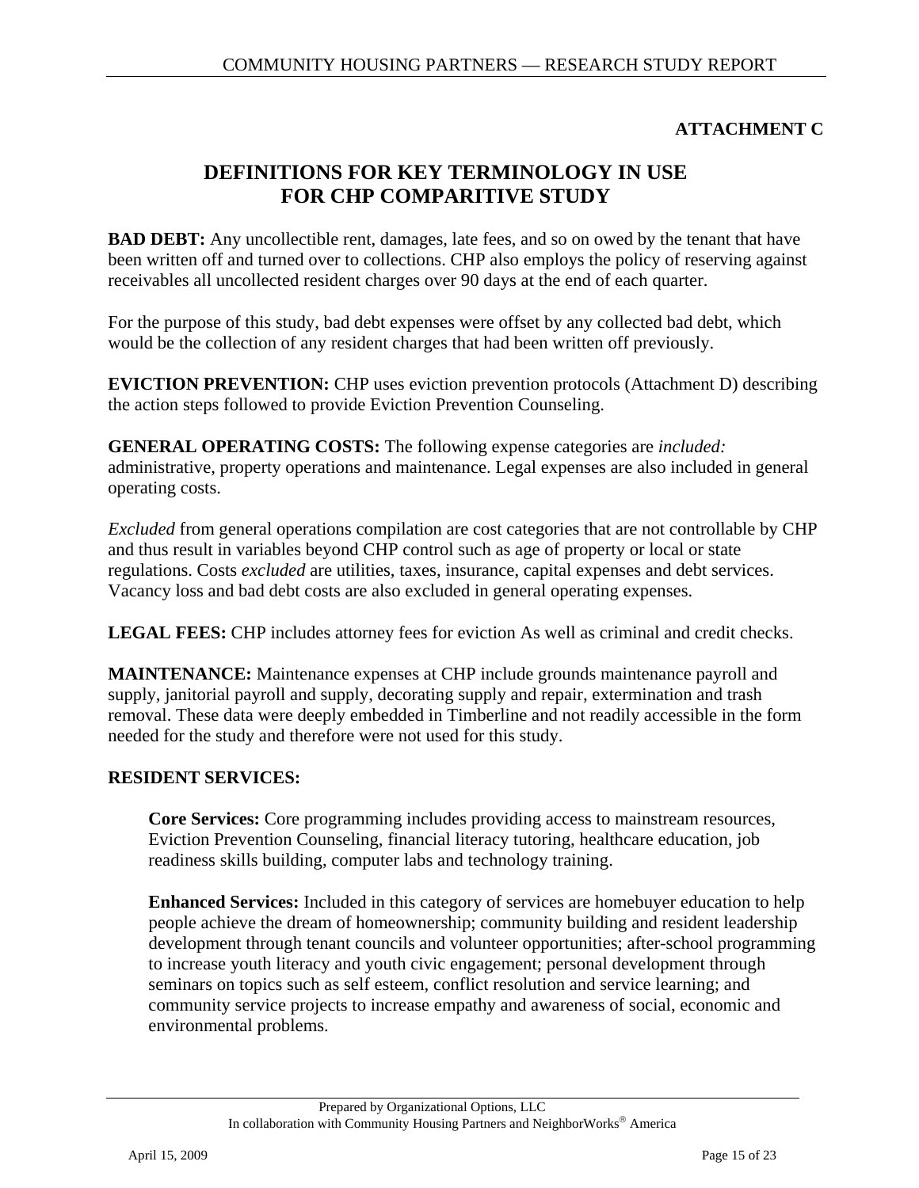**ATTACHMENT C**

# DEFINITIONS FOR KEY TERMINOLOGY IN USE FOR CHP COMPARITIVE STUDY

**BAD DEBT:** Any uncollectible rent, damages, late fees, and so on owed by the tenant that have been written off and turned over to collections. CHP also employs the policy of reserving against receivables all uncollected resident charges over 90 days at the end of each quarter.

For the purpose of this study, bad debt expenses were offset by any collected bad debt, which would be the collection of any resident charges that had been written off previously.

**EVICTION PREVENTION:** CHP uses eviction prevention protocols (Attachment D) describing the action steps followed to provide Eviction Prevention Counseling.

**GENERAL OPERATING COSTS:** The following expense categories are *included:* administrative, property operations and maintenance. Legal expenses are also included in general operating costs.

*Excluded* from general operations compilation are cost categories that are not controllable by CHP and thus result in variables beyond CHP control such as age of property or local or state regulations. Costs *excluded* are utilities, taxes, insurance, capital expenses and debt services. Vacancy loss and bad debt costs are also excluded in general operating expenses.

**LEGAL FEES:** CHP includes attorney fees for eviction As well as criminal and credit checks.

**MAINTENANCE:** Maintenance expenses at CHP include grounds maintenance payroll and supply, janitorial payroll and supply, decorating supply and repair, extermination and trash removal. These data were deeply embedded in Timberline and not readily accessible in the form needed for the study and therefore were not used for this study.

**RESIDENT SERVICES:**

**Core Services:** Core programming includes providing access to mainstream resources, Eviction Prevention Counseling, financial literacy tutoring, healthcare education, job readiness skills building, computer labs and technology training.

**Enhanced Services:** Included in this category of services are homebuyer education to help people achieve the dream of homeownership; community building and resident leadership development through tenant councils and volunteer opportunities; after-school programming to increase youth literacy and youth civic engagement; personal development through seminars on topics such as self esteem, conflict resolution and service learning; and community service projects to increase empathy and awareness of social, economic and environmental problems.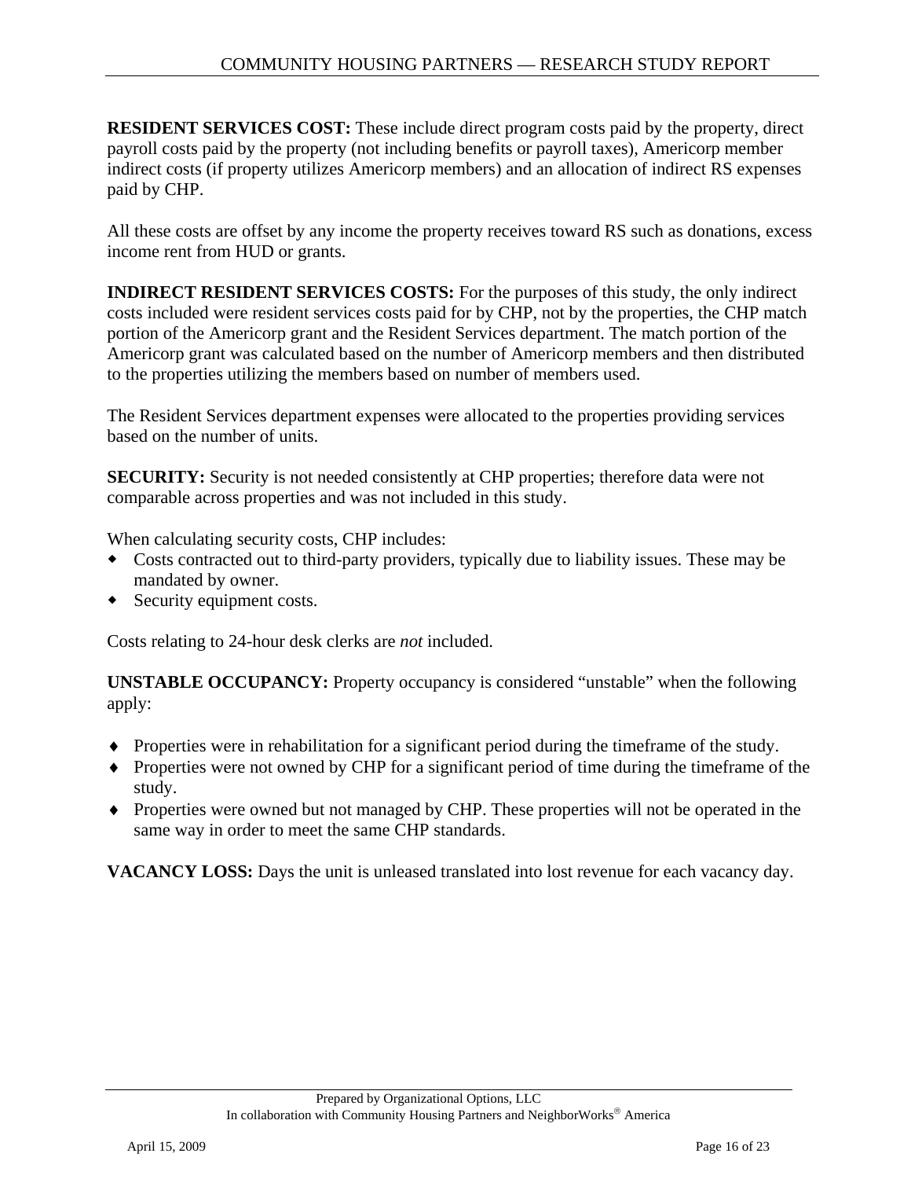**RESIDENT SERVICES COST:** These include direct program costs paid by the property, direct payroll costs paid by the property (not including benefits or payroll taxes), Americorp member indirect costs (if property utilizes Americorp members) and an allocation of indirect RS expenses paid by CHP.

All these costs are offset by any income the property receives toward RS such as donations, excess income rent from HUD or grants.

**INDIRECT RESIDENT SERVICES COSTS:** For the purposes of this study, the only indirect costs included were resident services costs paid for by CHP, not by the properties, the CHP match portion of the Americorp grant and the Resident Services department. The match portion of the Americorp grant was calculated based on the number of Americorp members and then distributed to the properties utilizing the members based on number of members used.

The Resident Services department expenses were allocated to the properties providing services based on the number of units.

**SECURITY:** Security is not needed consistently at CHP properties; therefore data were not comparable across properties and was not included in this study.

When calculating security costs, CHP includes:

- Costs contracted out to third-party providers, typically due to liability issues. These may be mandated by owner.
- Security equipment costs.

Costs relating to 24-hour desk clerks are *not* included.

**UNSTABLE OCCUPANCY:** Property occupancy is considered "unstable" when the following apply:

- Properties were in rehabilitation for a significant period during the timeframe of the study.
- Properties were not owned by CHP for a significant period of time during the timeframe of the study.
- Properties were owned but not managed by CHP. These properties will not be operated in the same way in order to meet the same CHP standards.

**VACANCY LOSS:** Days the unit is unleased translated into lost revenue for each vacancy day.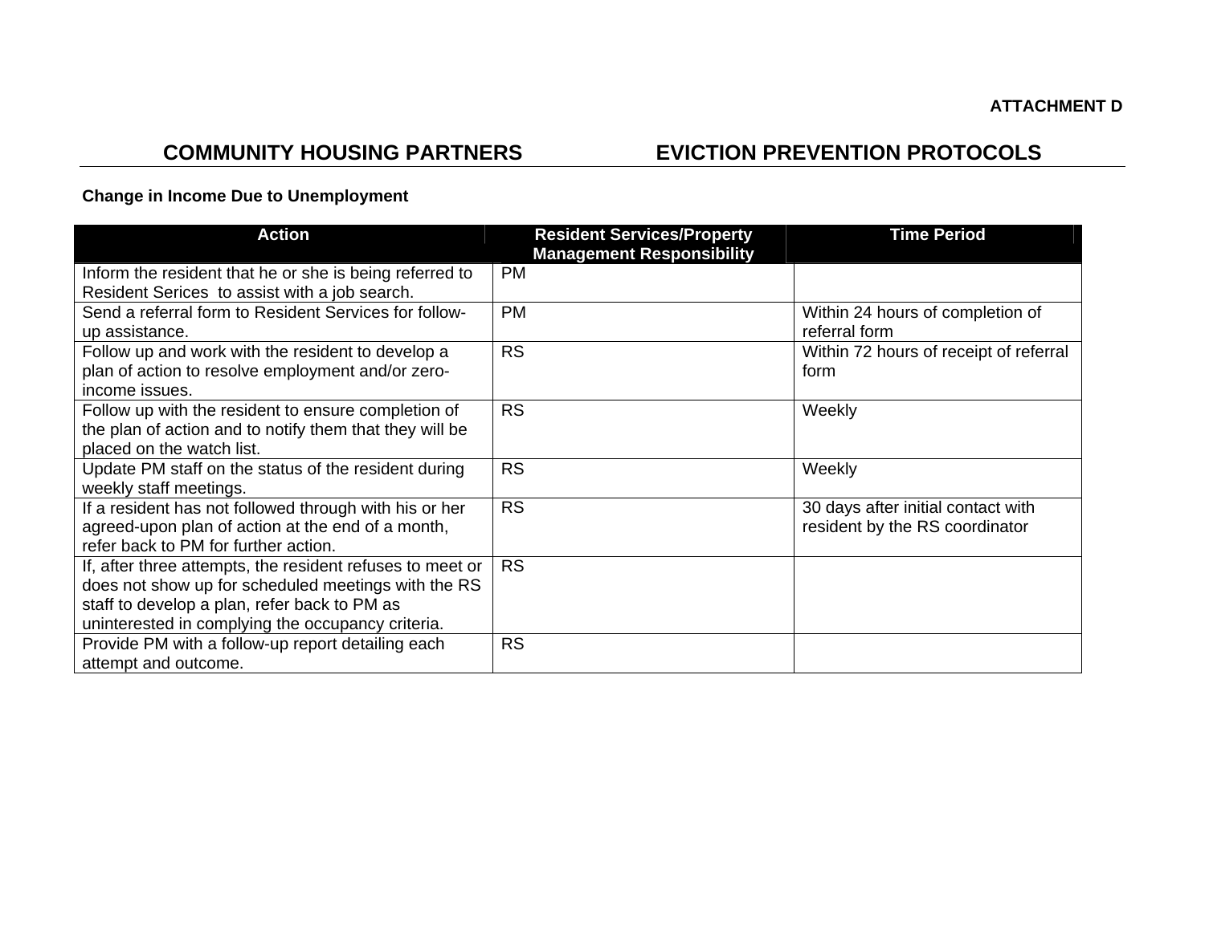ATTACHMENT D

## COMMUNITY HOUSING PARTNERS EVICTION PREVENTION PROTOCOLS

**Change in Income Due to Unemployment**

| Action | Resident Services/Property Management Responsibility | Time Period |
|---|---|---|
| Inform the resident that he or she is being referred to Resident Serices to assist with a job search. | PM | |
| Send a referral form to Resident Services for follow-up assistance. | PM | Within 24 hours of completion of referral form |
| Follow up and work with the resident to develop a plan of action to resolve employment and/or zero-income issues. | RS | Within 72 hours of receipt of referral form |
| Follow up with the resident to ensure completion of the plan of action and to notify them that they will be placed on the watch list. | RS | Weekly |
| Update PM staff on the status of the resident during weekly staff meetings. | RS | Weekly |
| If a resident has not followed through with his or her agreed-upon plan of action at the end of a month, refer back to PM for further action. | RS | 30 days after initial contact with resident by the RS coordinator |
| If, after three attempts, the resident refuses to meet or does not show up for scheduled meetings with the RS staff to develop a plan, refer back to PM as uninterested in complying the occupancy criteria. | RS | |
| Provide PM with a follow-up report detailing each attempt and outcome. | RS | |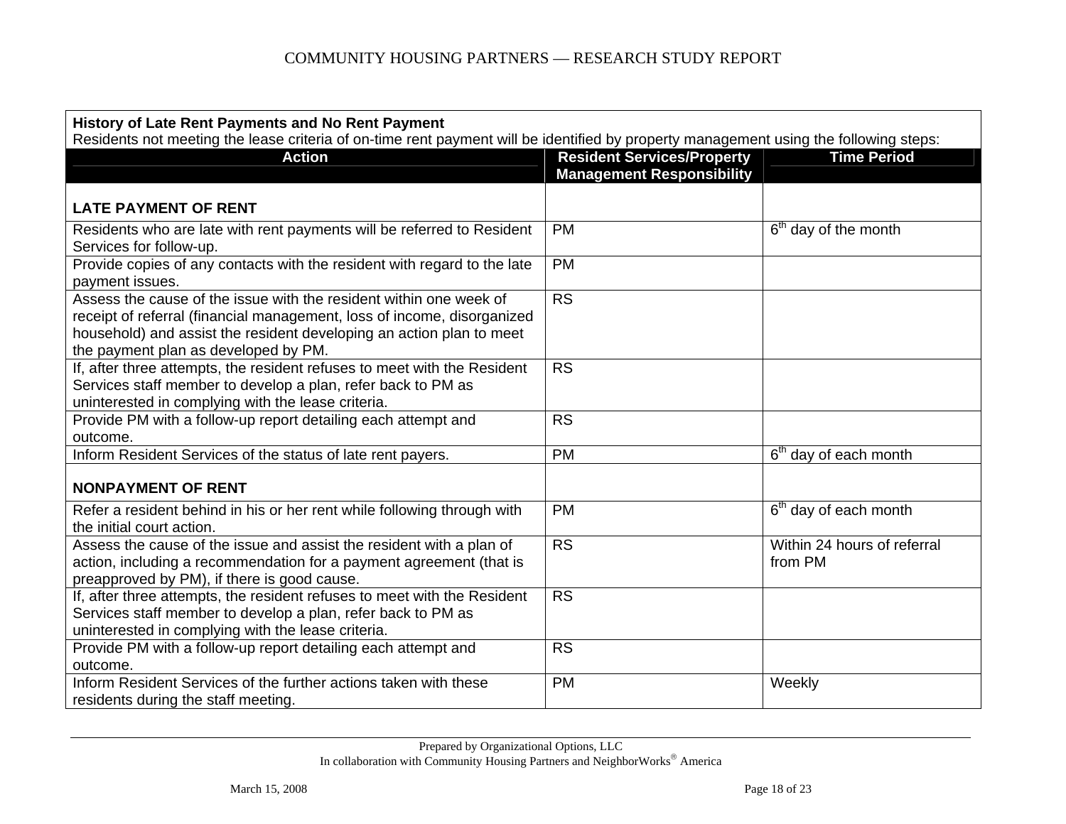**History of Late Rent Payments and No Rent Payment**

Residents not meeting the lease criteria of on-time rent payment will be identified by property management using the following steps:

| Action | Resident Services/Property Management Responsibility | Time Period |
|---|---|---|
| **LATE PAYMENT OF RENT** | | |
| Residents who are late with rent payments will be referred to Resident Services for follow-up. | PM | 6th day of the month |
| Provide copies of any contacts with the resident with regard to the late payment issues. | PM | |
| Assess the cause of the issue with the resident within one week of receipt of referral (financial management, loss of income, disorganized household) and assist the resident developing an action plan to meet the payment plan as developed by PM. | RS | |
| If, after three attempts, the resident refuses to meet with the Resident Services staff member to develop a plan, refer back to PM as uninterested in complying with the lease criteria. | RS | |
| Provide PM with a follow-up report detailing each attempt and outcome. | RS | |
| Inform Resident Services of the status of late rent payers. | PM | 6th day of each month |
| **NONPAYMENT OF RENT** | | |
| Refer a resident behind in his or her rent while following through with the initial court action. | PM | 6th day of each month |
| Assess the cause of the issue and assist the resident with a plan of action, including a recommendation for a payment agreement (that is preapproved by PM), if there is good cause. | RS | Within 24 hours of referral from PM |
| If, after three attempts, the resident refuses to meet with the Resident Services staff member to develop a plan, refer back to PM as uninterested in complying with the lease criteria. | RS | |
| Provide PM with a follow-up report detailing each attempt and outcome. | RS | |
| Inform Resident Services of the further actions taken with these residents during the staff meeting. | PM | Weekly |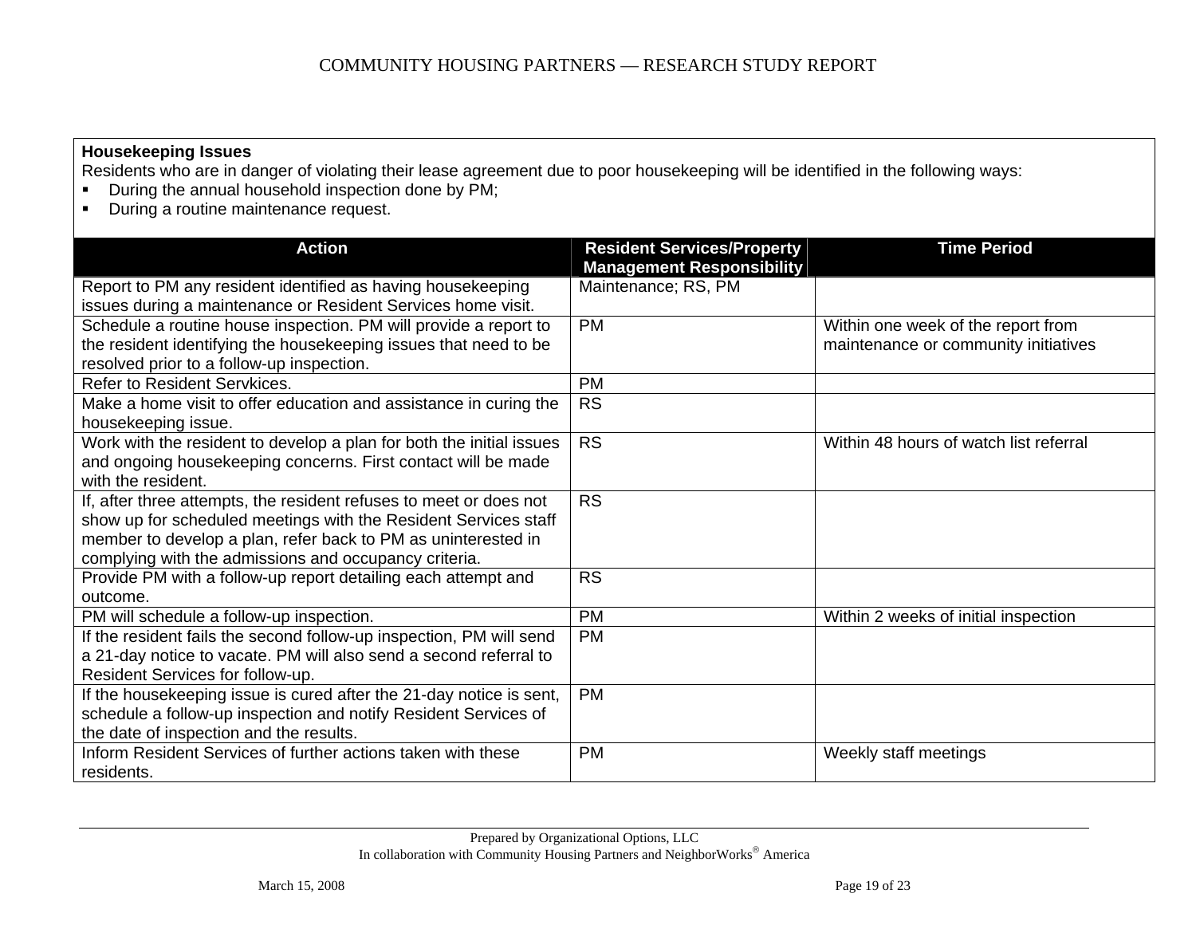**Housekeeping Issues**

Residents who are in danger of violating their lease agreement due to poor housekeeping will be identified in the following ways:

- During the annual household inspection done by PM;
- During a routine maintenance request.

| Action | Resident Services/Property Management Responsibility | Time Period |
|---|---|---|
| Report to PM any resident identified as having housekeeping issues during a maintenance or Resident Services home visit. | Maintenance; RS, PM | |
| Schedule a routine house inspection. PM will provide a report to the resident identifying the housekeeping issues that need to be resolved prior to a follow-up inspection. | PM | Within one week of the report from maintenance or community initiatives |
| Refer to Resident Servkices. | PM | |
| Make a home visit to offer education and assistance in curing the housekeeping issue. | RS | |
| Work with the resident to develop a plan for both the initial issues and ongoing housekeeping concerns. First contact will be made with the resident. | RS | Within 48 hours of watch list referral |
| If, after three attempts, the resident refuses to meet or does not show up for scheduled meetings with the Resident Services staff member to develop a plan, refer back to PM as uninterested in complying with the admissions and occupancy criteria. | RS | |
| Provide PM with a follow-up report detailing each attempt and outcome. | RS | |
| PM will schedule a follow-up inspection. | PM | Within 2 weeks of initial inspection |
| If the resident fails the second follow-up inspection, PM will send a 21-day notice to vacate. PM will also send a second referral to Resident Services for follow-up. | PM | |
| If the housekeeping issue is cured after the 21-day notice is sent, schedule a follow-up inspection and notify Resident Services of the date of inspection and the results. | PM | |
| Inform Resident Services of further actions taken with these residents. | PM | Weekly staff meetings |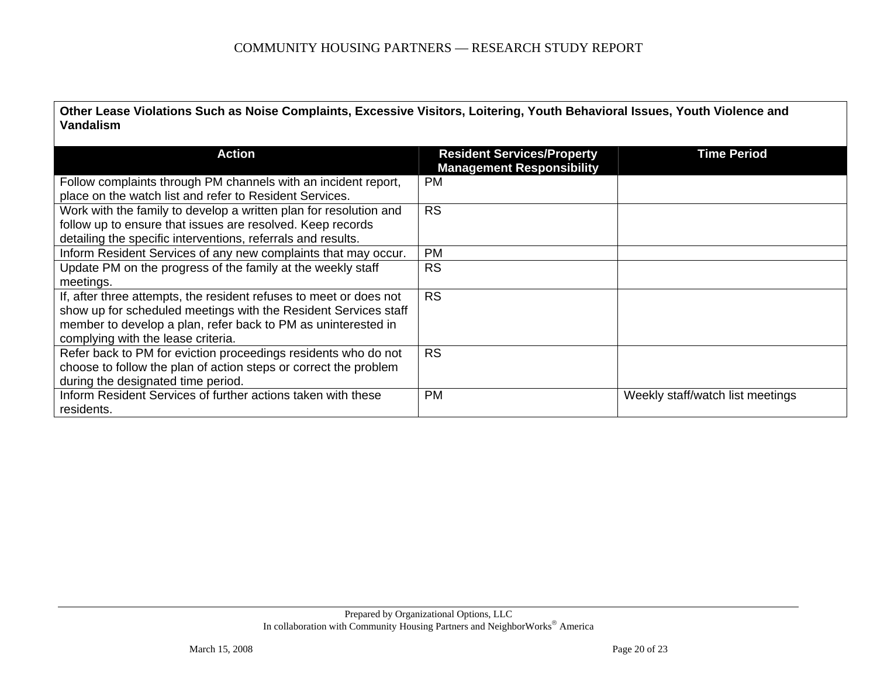**Other Lease Violations Such as Noise Complaints, Excessive Visitors, Loitering, Youth Behavioral Issues, Youth Violence and Vandalism**

| Action | Resident Services/Property Management Responsibility | Time Period |
|---|---|---|
| Follow complaints through PM channels with an incident report, place on the watch list and refer to Resident Services. | PM | |
| Work with the family to develop a written plan for resolution and follow up to ensure that issues are resolved. Keep records detailing the specific interventions, referrals and results. | RS | |
| Inform Resident Services of any new complaints that may occur. | PM | |
| Update PM on the progress of the family at the weekly staff meetings. | RS | |
| If, after three attempts, the resident refuses to meet or does not show up for scheduled meetings with the Resident Services staff member to develop a plan, refer back to PM as uninterested in complying with the lease criteria. | RS | |
| Refer back to PM for eviction proceedings residents who do not choose to follow the plan of action steps or correct the problem during the designated time period. | RS | |
| Inform Resident Services of further actions taken with these residents. | PM | Weekly staff/watch list meetings |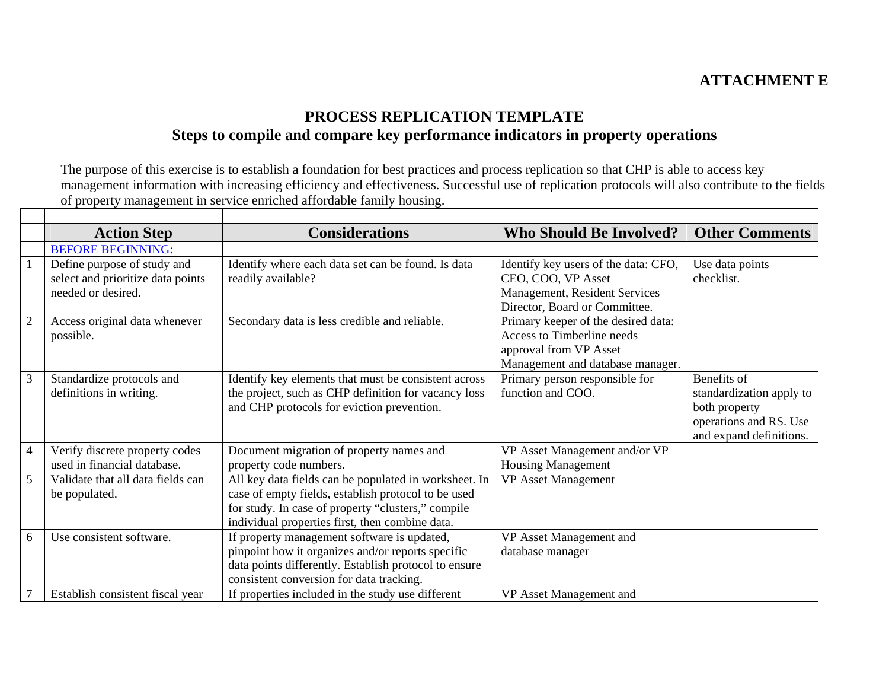**ATTACHMENT E**

# PROCESS REPLICATION TEMPLATE

## Steps to compile and compare key performance indicators in property operations

The purpose of this exercise is to establish a foundation for best practices and process replication so that CHP is able to access key management information with increasing efficiency and effectiveness. Successful use of replication protocols will also contribute to the fields of property management in service enriched affordable family housing.

| | Action Step | Considerations | Who Should Be Involved? | Other Comments |
|---|---|---|---|---|
| | BEFORE BEGINNING: | | | |
| 1 | Define purpose of study and select and prioritize data points needed or desired. | Identify where each data set can be found. Is data readily available? | Identify key users of the data: CFO, CEO, COO, VP Asset Management, Resident Services Director, Board or Committee. | Use data points checklist. |
| 2 | Access original data whenever possible. | Secondary data is less credible and reliable. | Primary keeper of the desired data: Access to Timberline needs approval from VP Asset Management and database manager. | |
| 3 | Standardize protocols and definitions in writing. | Identify key elements that must be consistent across the project, such as CHP definition for vacancy loss and CHP protocols for eviction prevention. | Primary person responsible for function and COO. | Benefits of standardization apply to both property operations and RS. Use and expand definitions. |
| 4 | Verify discrete property codes used in financial database. | Document migration of property names and property code numbers. | VP Asset Management and/or VP Housing Management | |
| 5 | Validate that all data fields can be populated. | All key data fields can be populated in worksheet. In case of empty fields, establish protocol to be used for study. In case of property "clusters," compile individual properties first, then combine data. | VP Asset Management | |
| 6 | Use consistent software. | If property management software is updated, pinpoint how it organizes and/or reports specific data points differently. Establish protocol to ensure consistent conversion for data tracking. | VP Asset Management and database manager | |
| 7 | Establish consistent fiscal year | If properties included in the study use different | VP Asset Management and | |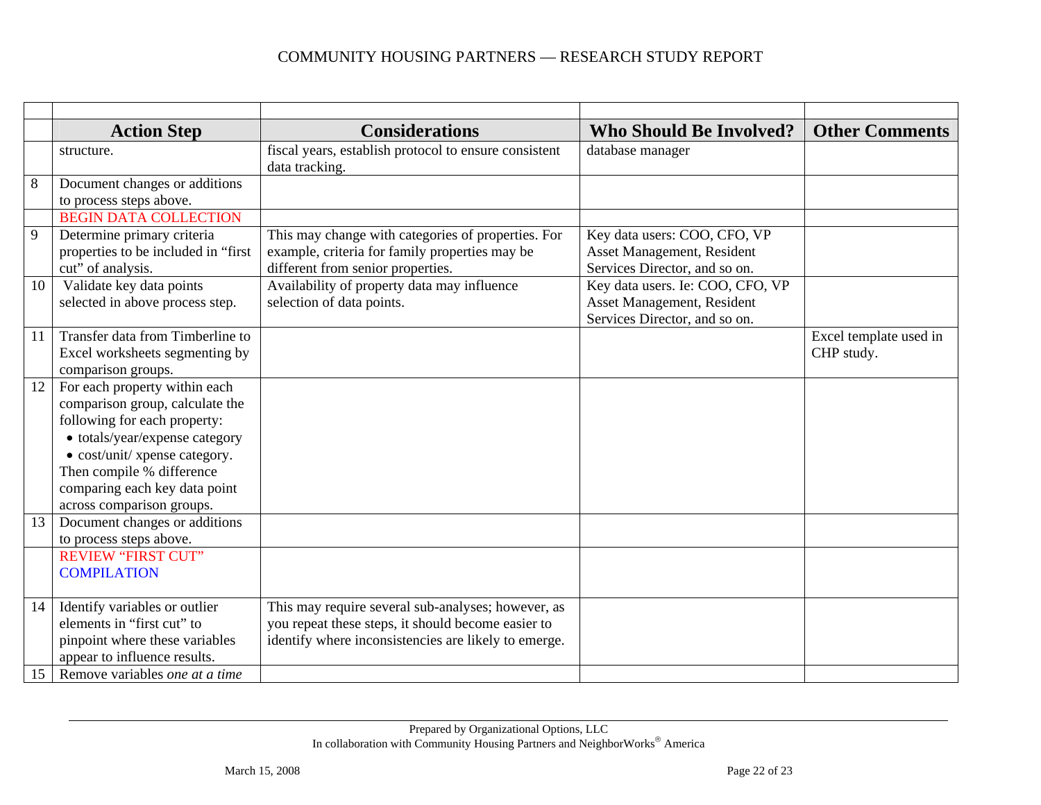| | Action Step | Considerations | Who Should Be Involved? | Other Comments |
|---|---|---|---|---|
| | structure. | fiscal years, establish protocol to ensure consistent data tracking. | database manager | |
| 8 | Document changes or additions to process steps above. | | | |
| | BEGIN DATA COLLECTION | | | |
| 9 | Determine primary criteria properties to be included in "first cut" of analysis. | This may change with categories of properties. For example, criteria for family properties may be different from senior properties. | Key data users: COO, CFO, VP Asset Management, Resident Services Director, and so on. | |
| 10 | Validate key data points selected in above process step. | Availability of property data may influence selection of data points. | Key data users. Ie: COO, CFO, VP Asset Management, Resident Services Director, and so on. | |
| 11 | Transfer data from Timberline to Excel worksheets segmenting by comparison groups. | | | Excel template used in CHP study. |
| 12 | For each property within each comparison group, calculate the following for each property:<br>• totals/year/expense category<br>• cost/unit/ xpense category.<br>Then compile % difference comparing each key data point across comparison groups. | | | |
| 13 | Document changes or additions to process steps above. | | | |
| | REVIEW "FIRST CUT" COMPILATION | | | |
| 14 | Identify variables or outlier elements in "first cut" to pinpoint where these variables appear to influence results. | This may require several sub-analyses; however, as you repeat these steps, it should become easier to identify where inconsistencies are likely to emerge. | | |
| 15 | Remove variables *one at a time* | | | |

Prepared by Organizational Options, LLC
In collaboration with Community Housing Partners and NeighborWorks® America

March 15, 2008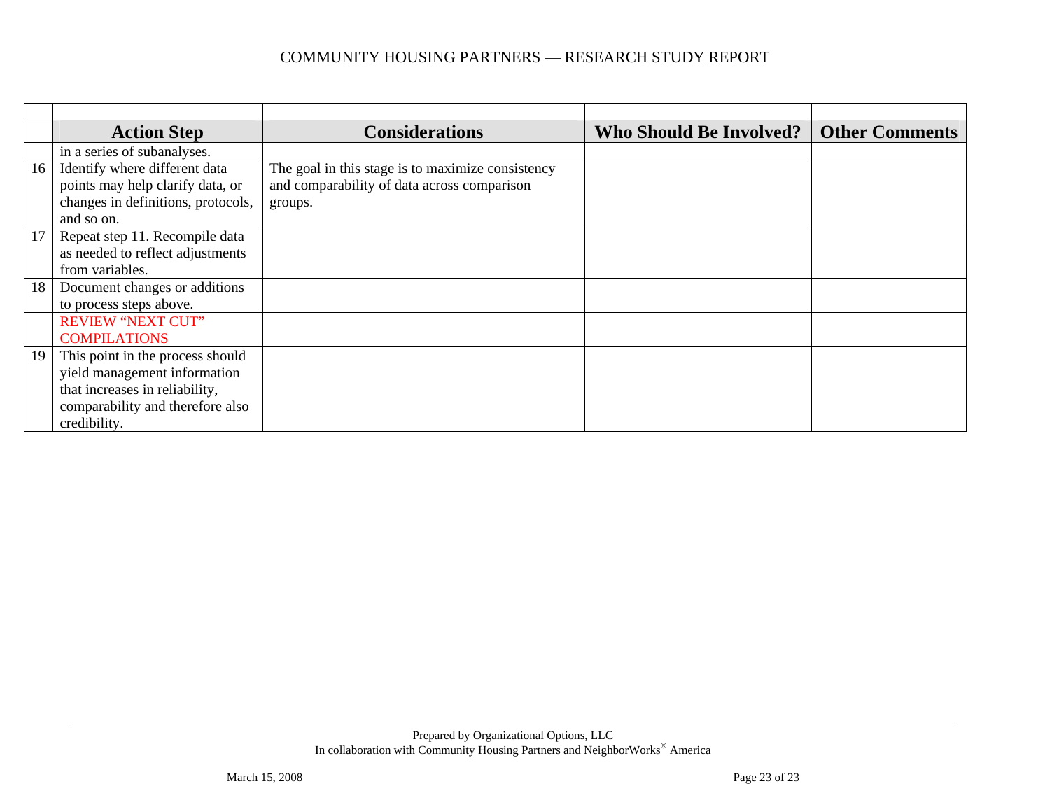| | Action Step | Considerations | Who Should Be Involved? | Other Comments |
|---|---|---|---|---|
| | in a series of subanalyses. | | | |
| 16 | Identify where different data points may help clarify data, or changes in definitions, protocols, and so on. | The goal in this stage is to maximize consistency and comparability of data across comparison groups. | | |
| 17 | Repeat step 11. Recompile data as needed to reflect adjustments from variables. | | | |
| 18 | Document changes or additions to process steps above. | | | |
| | REVIEW “NEXT CUT” COMPILATIONS | | | |
| 19 | This point in the process should yield management information that increases in reliability, comparability and therefore also credibility. | | | |